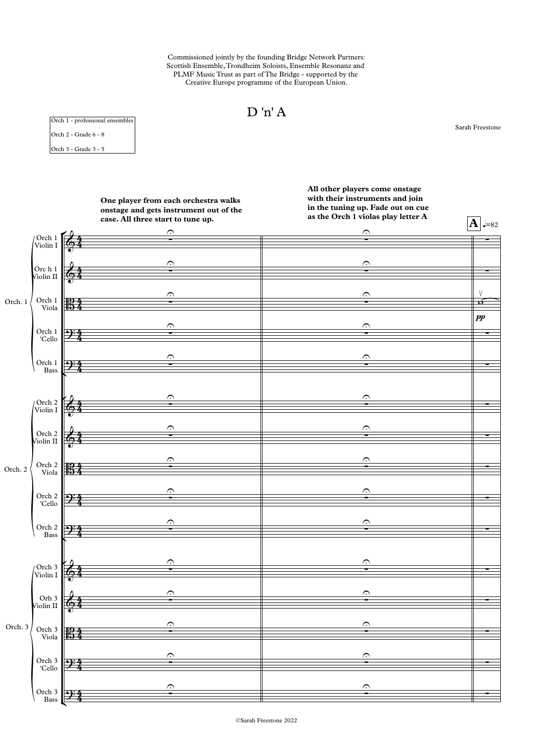Commissioned jointly by the founding Bridge Network Partners: Scottish Ensemble, Trondheim Soloists, Ensemble Resonanz and PLMF Music Trust as part of The Bridge - supported by the Creative Europe programme of the European Union.

# D 'n' A

Sarah Freestone

Orch 1 - professional ensembles

Orch 2 - Grade 6 - 8

Orch 3 - Grade 3 - 5

**One player from each orchestra walks onstage and gets instrument out of the case. All three start to tune up.**

**All other players come onstage with their instruments and join in the tuning up. Fade out on cue as the Orch 1 violas play letter A**

**A** ♩=82

Orch. 1: Orch 1 Violin I, Orc h 1 Violin II, Orch 1 Viola, Orch 1 'Cello, Orch 1 Bass

Orch. 2: Orch 2 Violin I, Orch 2 Violin II, Orch 2 Viola, Orch 2 'Cello, Orch 2 Bass

Orch. 3: Orch 3 Violin I, Orh 3 Violin II, Orch 3 Viola, Orch 3 'Cello, Orch 3 Bass

*pp*

©Sarah Freestone 2022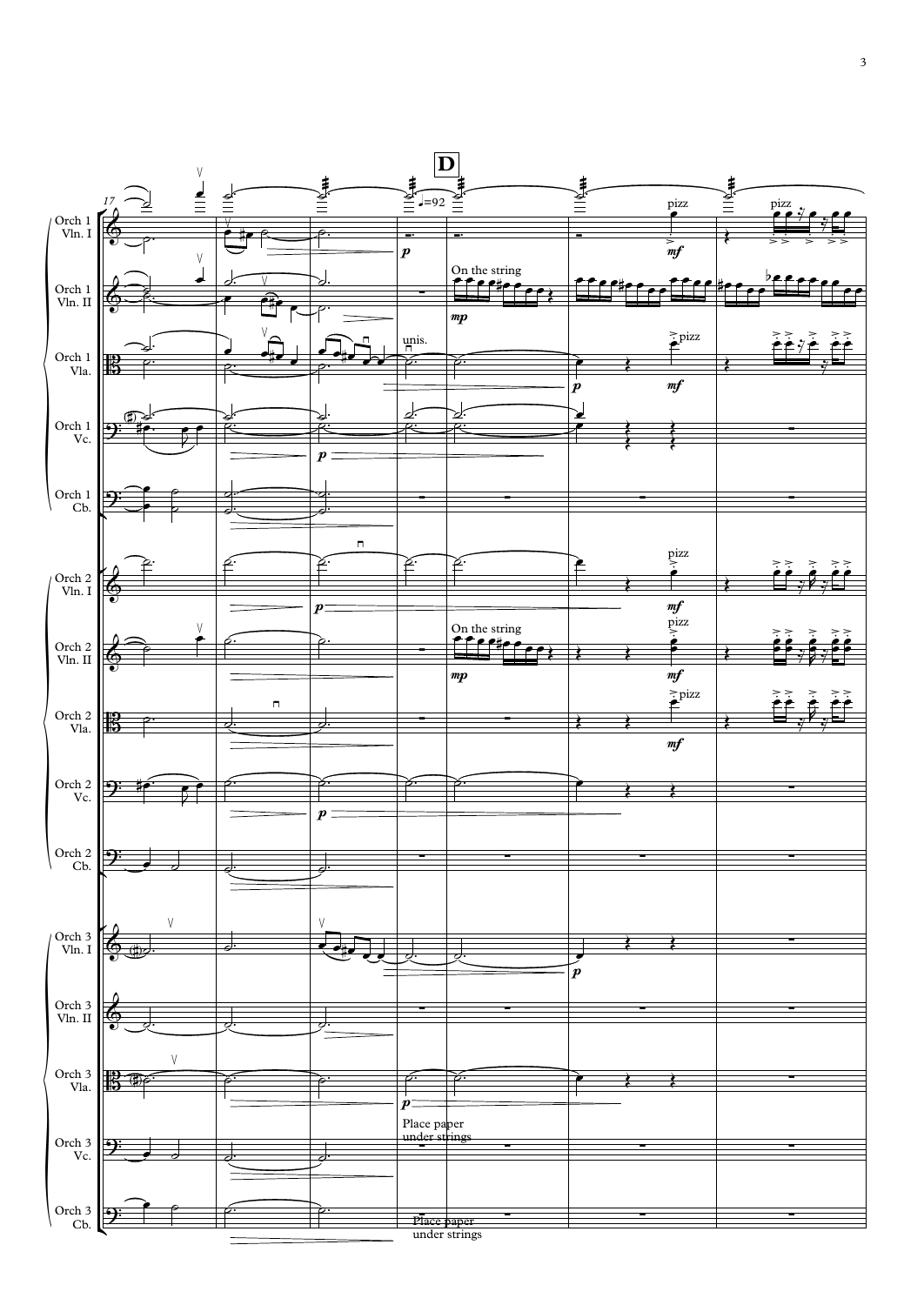**D** ♩=92

Orch 1 Vln. I
Orch 1 Vln. II — On the string
Orch 1 Vla. — unis.
Orch 1 Vc.
Orch 1 Cb.

Orch 2 Vln. I
Orch 2 Vln. II — On the string
Orch 2 Vla.
Orch 2 Vc.
Orch 2 Cb.

Orch 3 Vln. I
Orch 3 Vln. II
Orch 3 Vla.
Orch 3 Vc. — Place paper under strings
Orch 3 Cb. — Place paper under strings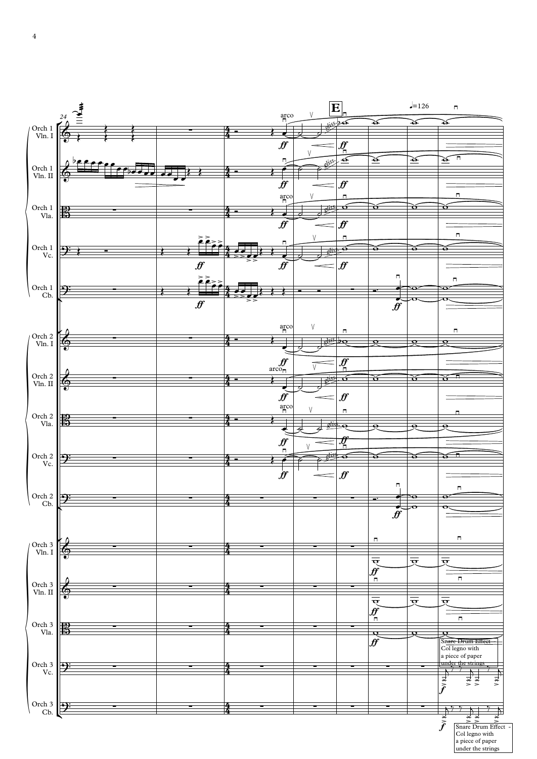| | |
|---|---|
| Orch 1 Vln. I | |
| Orch 1 Vln. II | |
| Orch 1 Vla. | |
| Orch 1 Vc. | |
| Orch 1 Cb. | |
| Orch 2 Vln. I | |
| Orch 2 Vln. II | |
| Orch 2 Vla. | |
| Orch 2 Vc. | |
| Orch 2 Cb. | |
| Orch 3 Vln. I | |
| Orch 3 Vln. II | |
| Orch 3 Vla. | |
| Orch 3 Vc. | Snare Drum Effect Col legno with a piece of paper under the strings |
| Orch 3 Cb. | Snare Drum Effect - Col legno with a piece of paper under the strings |

24

**E**

♩=126

arco

*gliss.*

*ff*

*f*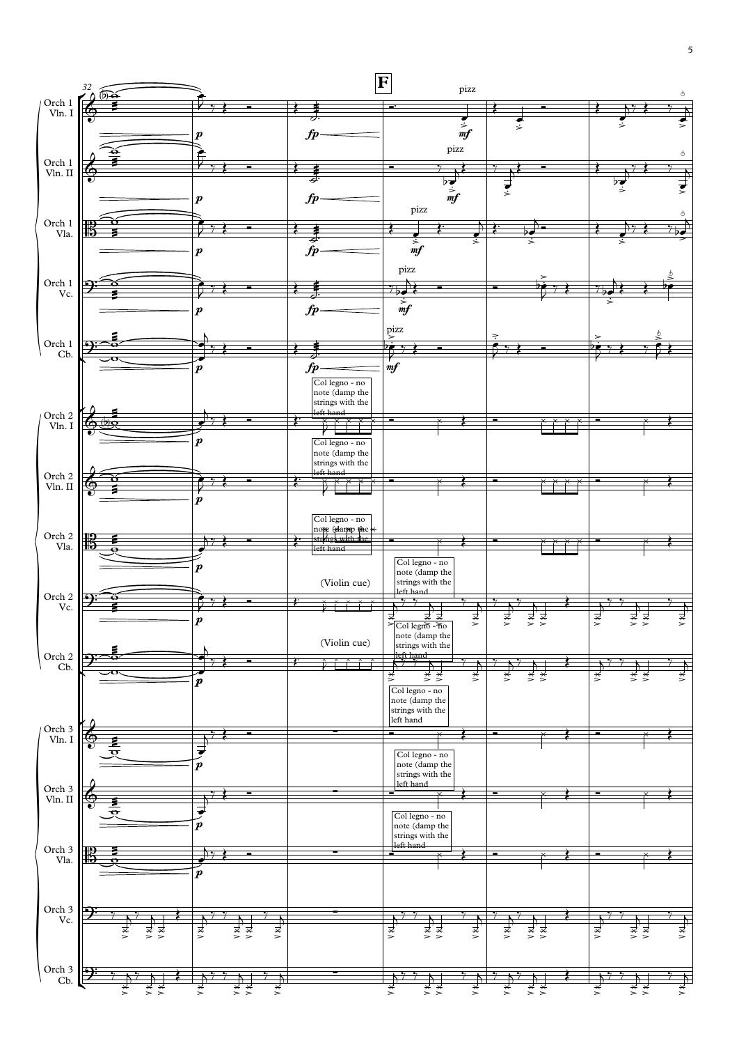**F**

Orch 1 Vln. I — pizz

Orch 1 Vln. II — pizz

Orch 1 Vla. — pizz

Orch 1 Vc. — pizz

Orch 1 Cb. — pizz

Orch 2 Vln. I — Col legno - no note (damp the strings with the left hand

Orch 2 Vln. II — Col legno - no note (damp the strings with the left hand

Orch 2 Vla. — Col legno - no note (damp the strings with the left hand

Orch 2 Vc. — (Violin cue) — Col legno - no note (damp the strings with the left hand

Orch 2 Cb. — (Violin cue) — Col legno - no note (damp the strings with the left hand

Orch 3 Vln. I — Col legno - no note (damp the strings with the left hand

Orch 3 Vln. II — Col legno - no note (damp the strings with the left hand

Orch 3 Vla. — Col legno - no note (damp the strings with the left hand

Orch 3 Vc.

Orch 3 Cb.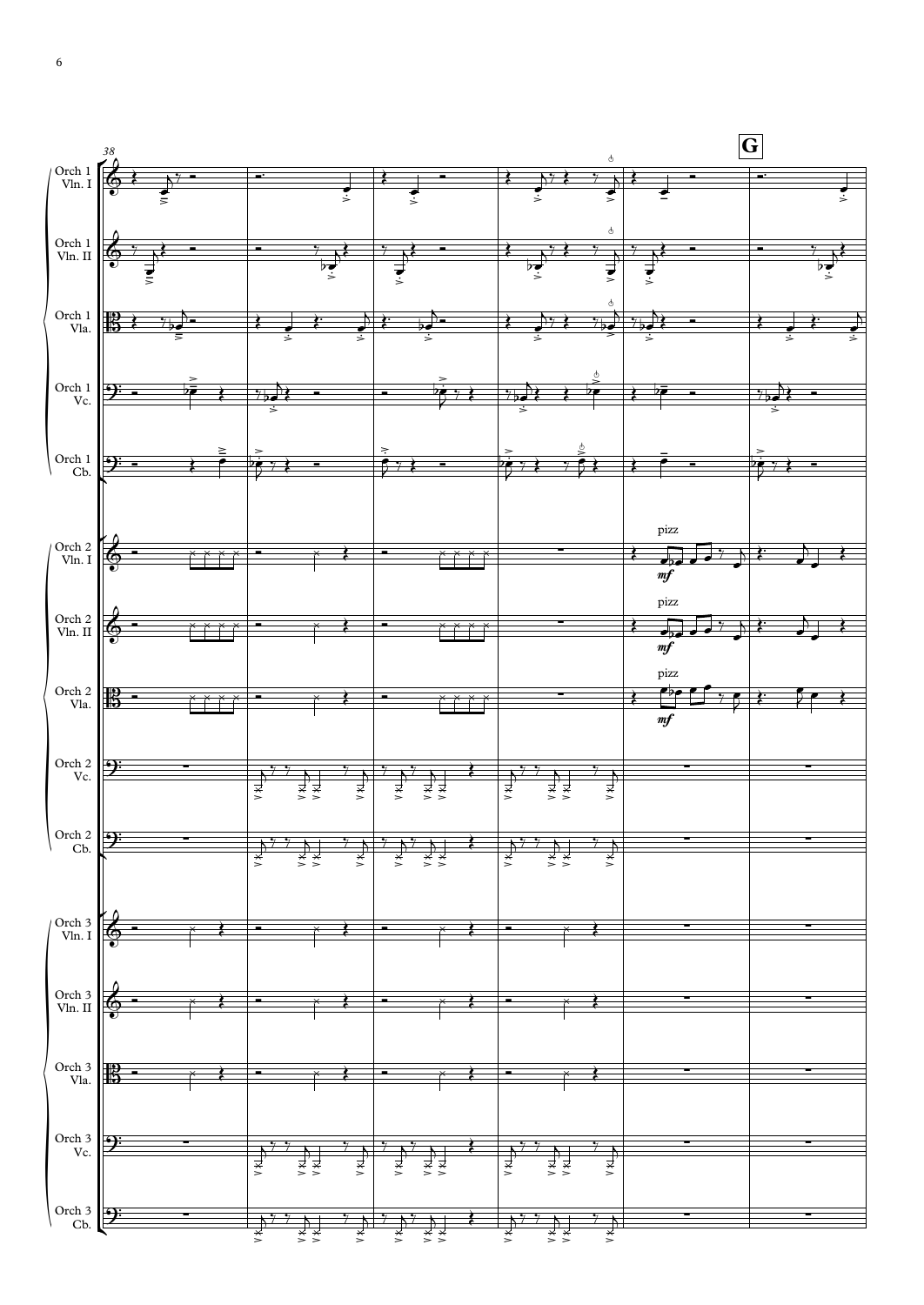38

**G**

Orch 1 Vln. I

Orch 1 Vln. II

Orch 1 Vla.

Orch 1 Vc.

Orch 1 Cb.

Orch 2 Vln. I

Orch 2 Vln. II

Orch 2 Vla.

Orch 2 Vc.

Orch 2 Cb.

Orch 3 Vln. I

Orch 3 Vln. II

Orch 3 Vla.

Orch 3 Vc.

Orch 3 Cb.

pizz

*mf*

pizz

*mf*

pizz

*mf*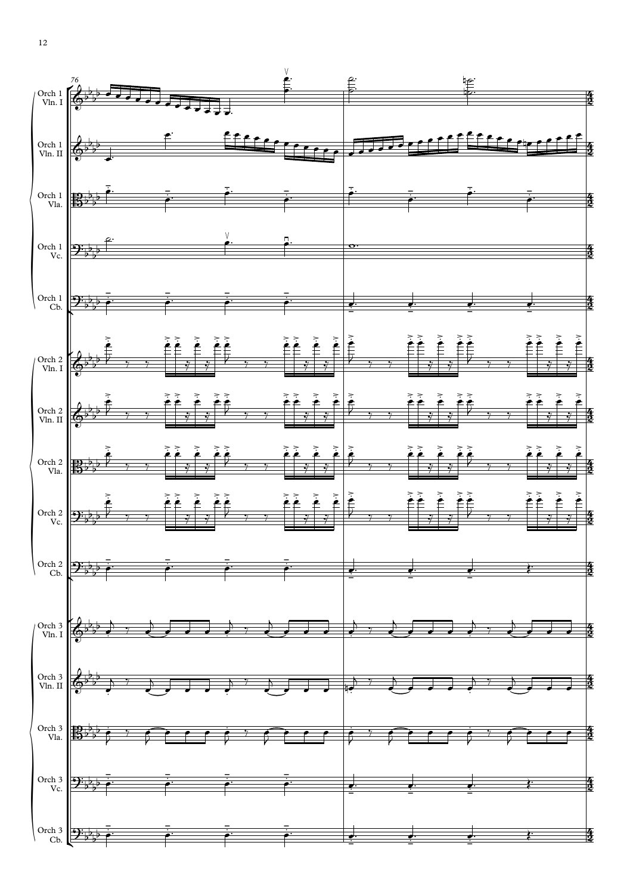Orch 1 Vln. I

Orch 1 Vln. II

Orch 1 Vla.

Orch 1 Vc.

Orch 1 Cb.

Orch 2 Vln. I

Orch 2 Vln. II

Orch 2 Vla.

Orch 2 Vc.

Orch 2 Cb.

Orch 3 Vln. I

Orch 3 Vln. II

Orch 3 Vla.

Orch 3 Vc.

Orch 3 Cb.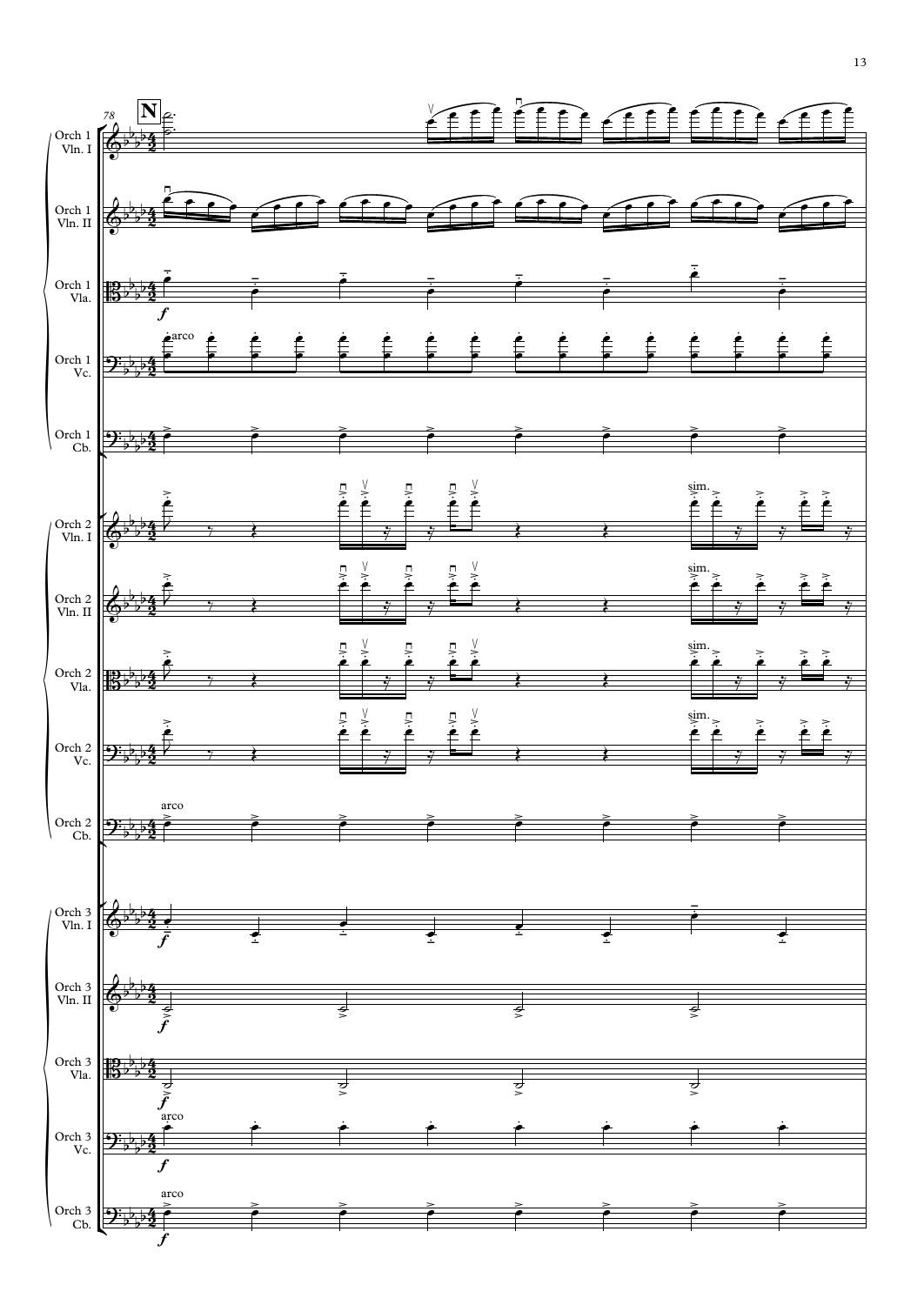**N** 78

Orch 1 Vln. I

Orch 1 Vln. II

Orch 1 Vla.

Orch 1 Vc.

Orch 1 Cb.

Orch 2 Vln. I

Orch 2 Vln. II

Orch 2 Vla.

Orch 2 Vc.

Orch 2 Cb.

Orch 3 Vln. I

Orch 3 Vln. II

Orch 3 Vla.

Orch 3 Vc.

Orch 3 Cb.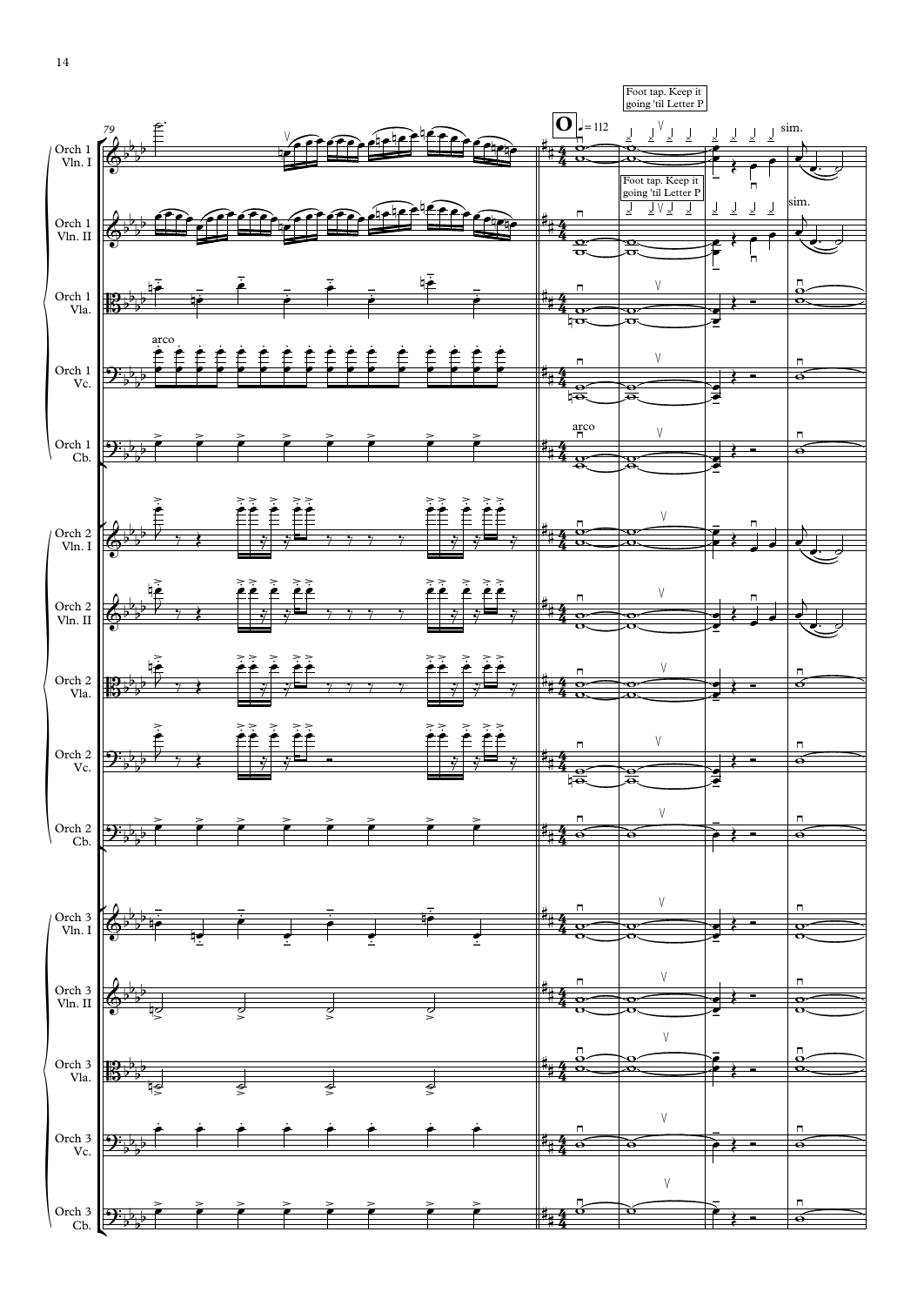Foot tap. Keep it going 'til Letter P

Foot tap. Keep it going 'til Letter P

**O** ♩= 112

Orch 1 Vln. I

Orch 1 Vln. II

Orch 1 Vla.

Orch 1 Vc.

Orch 1 Cb.

Orch 2 Vln. I

Orch 2 Vln. II

Orch 2 Vla.

Orch 2 Vc.

Orch 2 Cb.

Orch 3 Vln. I

Orch 3 Vln. II

Orch 3 Vla.

Orch 3 Vc.

Orch 3 Cb.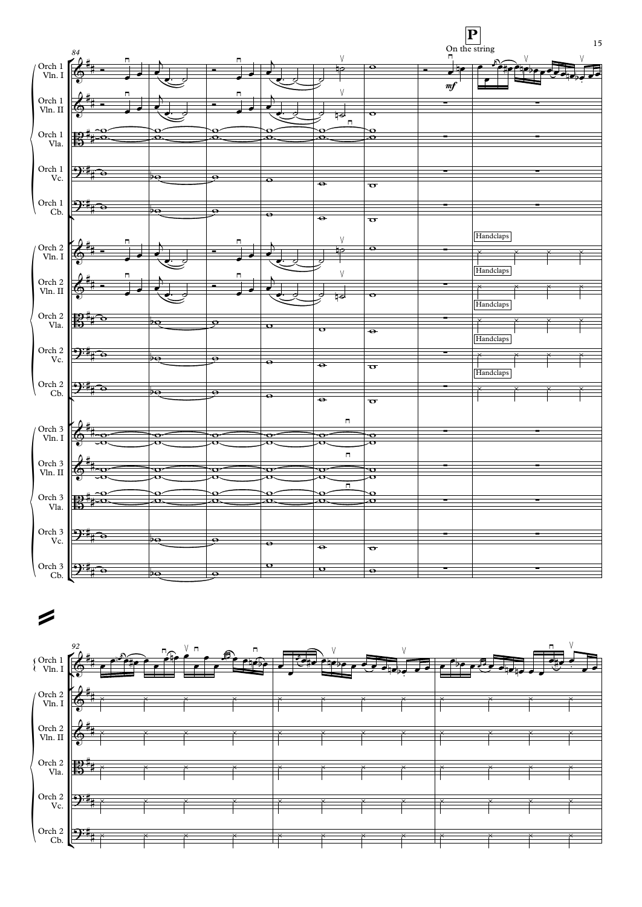**P**

On the string

84

Orch 1 Vln. I

Orch 1 Vln. II

Orch 1 Vla.

Orch 1 Vc.

Orch 1 Cb.

*mf*

Handclaps

Orch 2 Vln. I

Handclaps

Orch 2 Vln. II

Handclaps

Orch 2 Vla.

Handclaps

Orch 2 Vc.

Handclaps

Orch 2 Cb.

Orch 3 Vln. I

Orch 3 Vln. II

Orch 3 Vla.

Orch 3 Vc.

Orch 3 Cb.

92

Orch 1 Vln. I

Orch 2 Vln. I

Orch 2 Vln. II

Orch 2 Vla.

Orch 2 Vc.

Orch 2 Cb.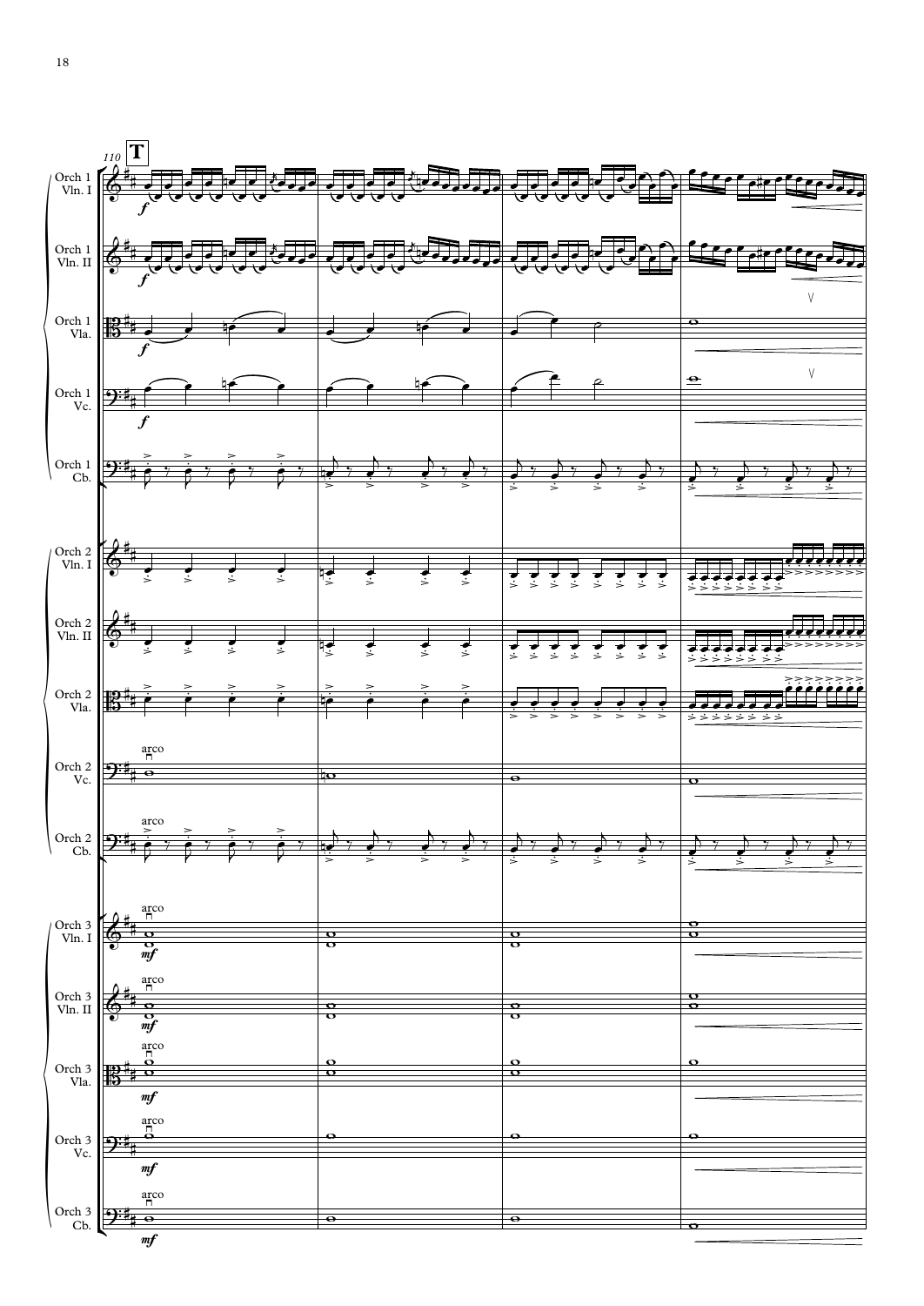110 **T**

Orch 1 Vln. I — *f*

Orch 1 Vln. II — *f*

Orch 1 Vla. — *f*

Orch 1 Vc. — *f*

Orch 1 Cb.

Orch 2 Vln. I

Orch 2 Vln. II

Orch 2 Vla.

Orch 2 Vc. — arco

Orch 2 Cb. — arco

Orch 3 Vln. I — arco *mf*

Orch 3 Vln. II — arco *mf*

Orch 3 Vla. — arco *mf*

Orch 3 Vc. — arco *mf*

Orch 3 Cb. — arco *mf*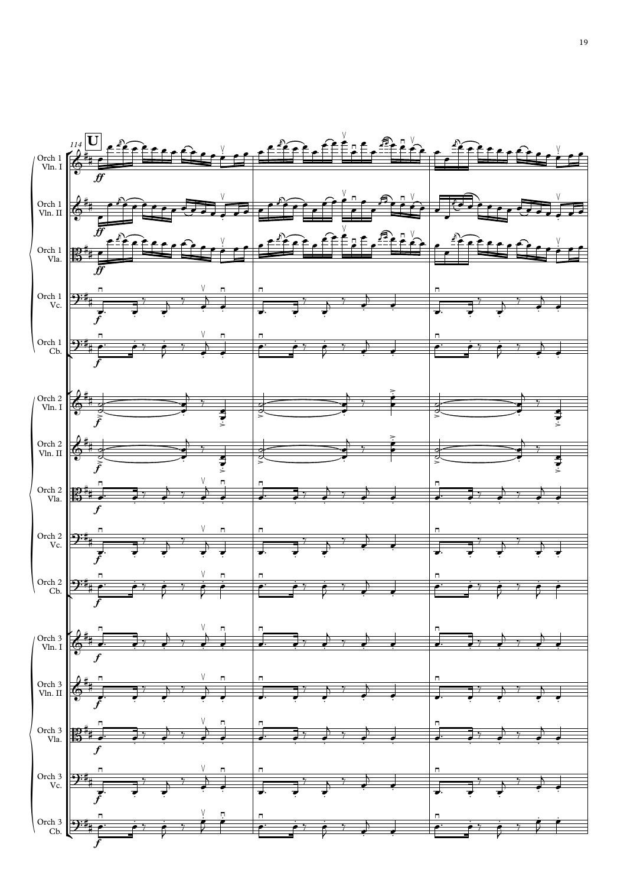**U**

114

Orch 1 Vln. I

Orch 1 Vln. II

Orch 1 Vla.

Orch 1 Vc.

Orch 1 Cb.

Orch 2 Vln. I

Orch 2 Vln. II

Orch 2 Vla.

Orch 2 Vc.

Orch 2 Cb.

Orch 3 Vln. I

Orch 3 Vln. II

Orch 3 Vla.

Orch 3 Vc.

Orch 3 Cb.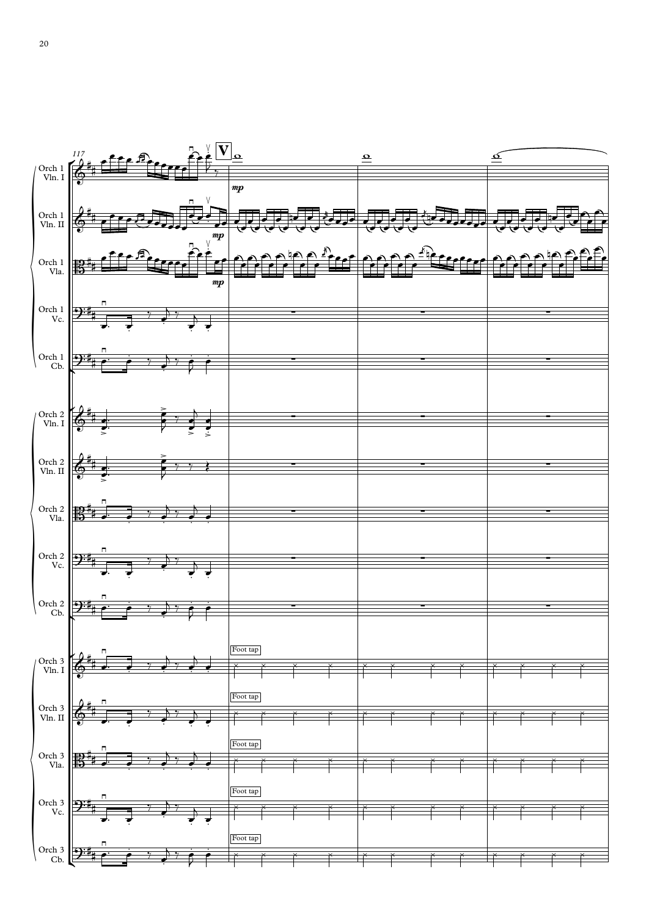117

V

Orch 1 Vln. I — *mp*

Orch 1 Vln. II — *mp*

Orch 1 Vla. — *mp*

Orch 1 Vc.

Orch 1 Cb.

Orch 2 Vln. I

Orch 2 Vln. II

Orch 2 Vla.

Orch 2 Vc.

Orch 2 Cb.

Orch 3 Vln. I — Foot tap

Orch 3 Vln. II — Foot tap

Orch 3 Vla. — Foot tap

Orch 3 Vc. — Foot tap

Orch 3 Cb. — Foot tap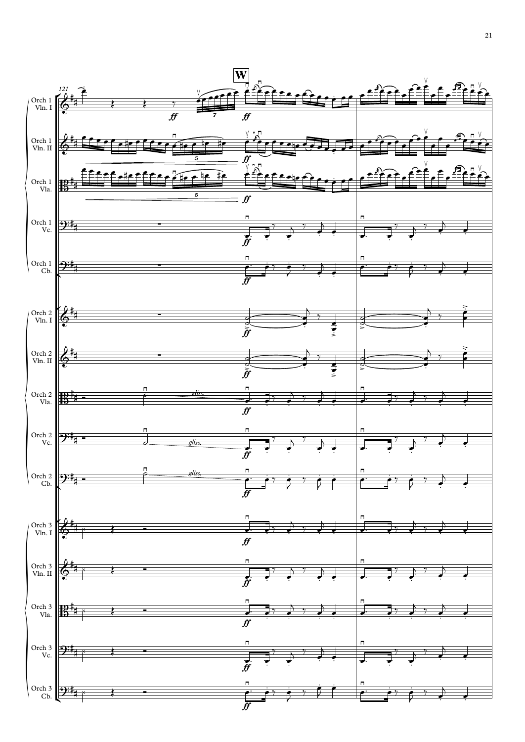**W**

Orch 1 Vln. I

Orch 1 Vln. II

Orch 1 Vla.

Orch 1 Vc.

Orch 1 Cb.

Orch 2 Vln. I

Orch 2 Vln. II

Orch 2 Vla.

Orch 2 Vc.

Orch 2 Cb.

Orch 3 Vln. I

Orch 3 Vln. II

Orch 3 Vla.

Orch 3 Vc.

Orch 3 Cb.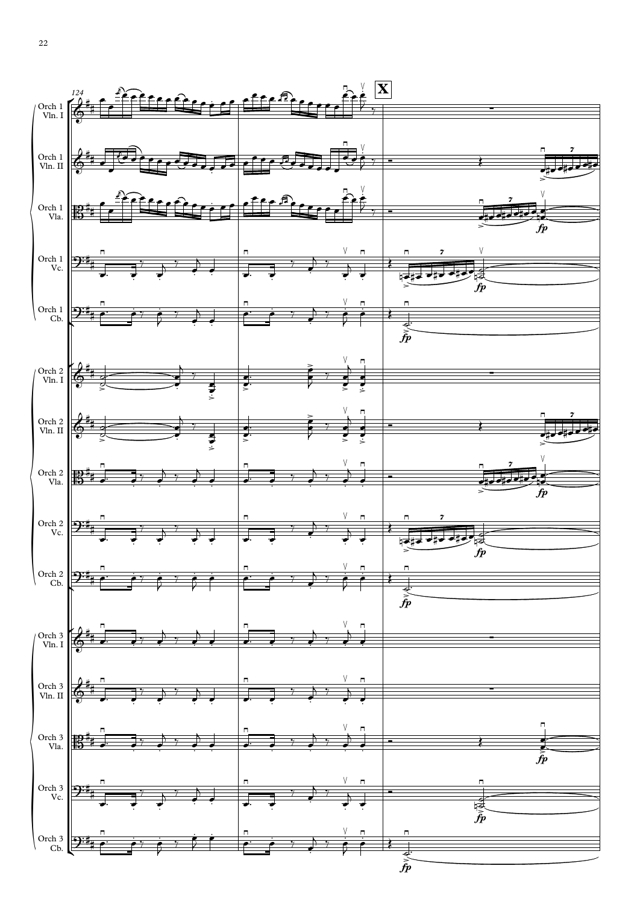124

**X**

Orch 1 Vln. I

Orch 1 Vln. II

Orch 1 Vla.

Orch 1 Vc.

Orch 1 Cb.

Orch 2 Vln. I

Orch 2 Vln. II

Orch 2 Vla.

Orch 2 Vc.

Orch 2 Cb.

Orch 3 Vln. I

Orch 3 Vln. II

Orch 3 Vla.

Orch 3 Vc.

Orch 3 Cb.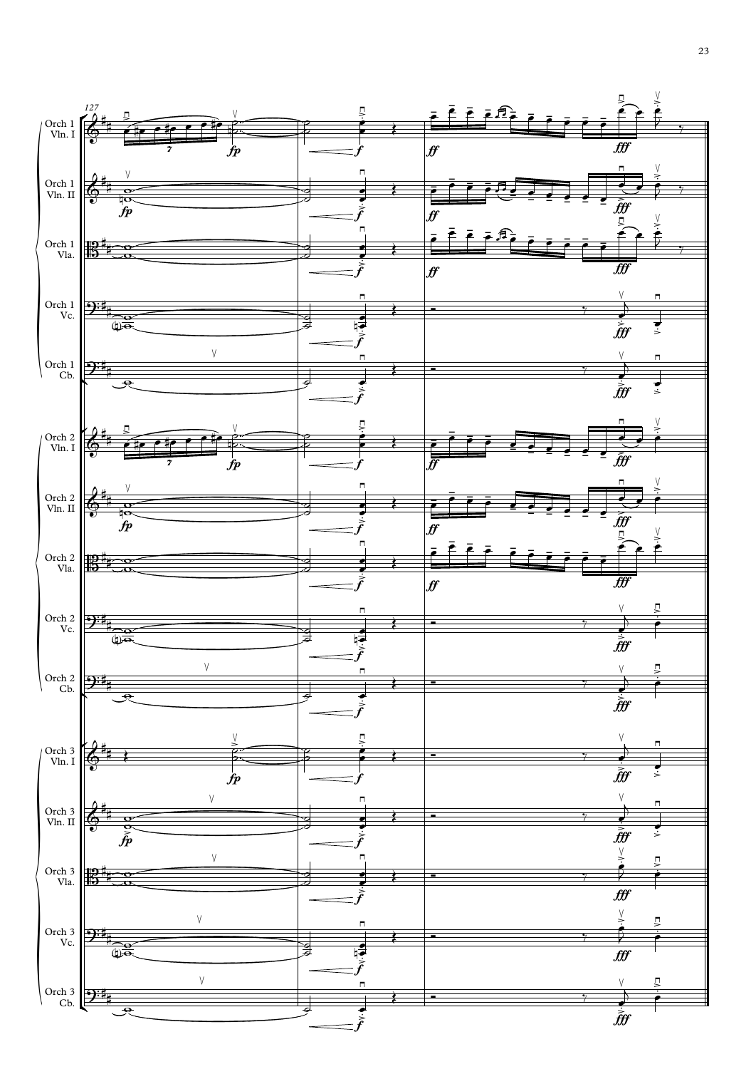127

Orch 1 Vln. I

Orch 1 Vln. II

Orch 1 Vla.

Orch 1 Vc.

Orch 1 Cb.

Orch 2 Vln. I

Orch 2 Vln. II

Orch 2 Vla.

Orch 2 Vc.

Orch 2 Cb.

Orch 3 Vln. I

Orch 3 Vln. II

Orch 3 Vla.

Orch 3 Vc.

Orch 3 Cb.